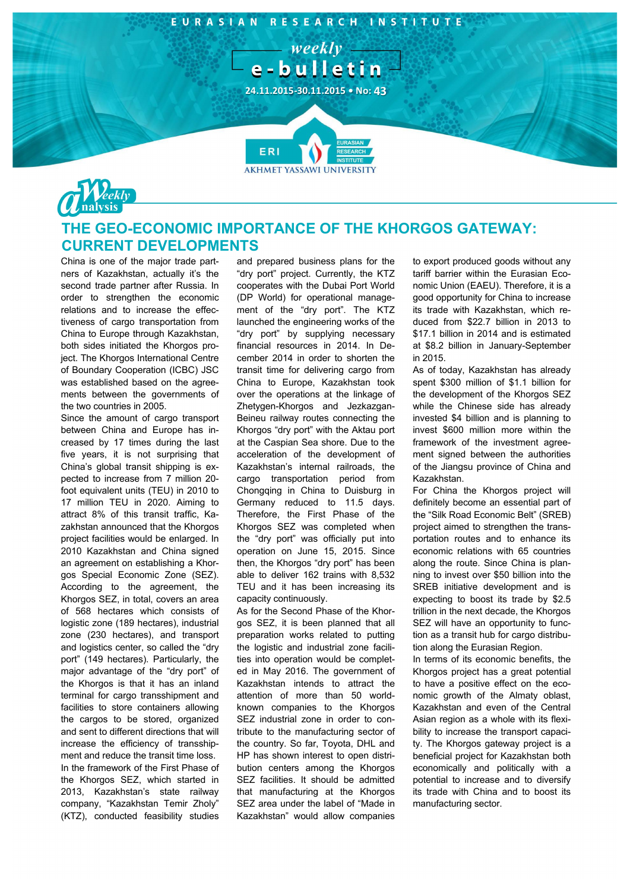EURASIAN RESEARCH INSTITUTE

weekly

# e-bulletin

24.11.2015-30.11.2015 • No: 43

ERI EURASIAN RESEARCH INSTITUTE
AKHMET YASSAWI UNIVERSITY

Weekly analysis

## THE GEO-ECONOMIC IMPORTANCE OF THE KHORGOS GATEWAY: CURRENT DEVELOPMENTS

China is one of the major trade partners of Kazakhstan, actually it's the second trade partner after Russia. In order to strengthen the economic relations and to increase the effectiveness of cargo transportation from China to Europe through Kazakhstan, both sides initiated the Khorgos project. The Khorgos International Centre of Boundary Cooperation (ICBC) JSC was established based on the agreements between the governments of the two countries in 2005.

Since the amount of cargo transport between China and Europe has increased by 17 times during the last five years, it is not surprising that China's global transit shipping is expected to increase from 7 million 20-foot equivalent units (TEU) in 2010 to 17 million TEU in 2020. Aiming to attract 8% of this transit traffic, Kazakhstan announced that the Khorgos project facilities would be enlarged. In 2010 Kazakhstan and China signed an agreement on establishing a Khorgos Special Economic Zone (SEZ). According to the agreement, the Khorgos SEZ, in total, covers an area of 568 hectares which consists of logistic zone (189 hectares), industrial zone (230 hectares), and transport and logistics center, so called the "dry port" (149 hectares). Particularly, the major advantage of the "dry port" of the Khorgos is that it has an inland terminal for cargo transshipment and facilities to store containers allowing the cargos to be stored, organized and sent to different directions that will increase the efficiency of transshipment and reduce the transit time loss.

In the framework of the First Phase of the Khorgos SEZ, which started in 2013, Kazakhstan's state railway company, "Kazakhstan Temir Zholy" (KTZ), conducted feasibility studies and prepared business plans for the "dry port" project. Currently, the KTZ cooperates with the Dubai Port World (DP World) for operational management of the "dry port". The KTZ launched the engineering works of the "dry port" by supplying necessary financial resources in 2014. In December 2014 in order to shorten the transit time for delivering cargo from China to Europe, Kazakhstan took over the operations at the linkage of Zhetygen-Khorgos and Jezkazgan-Beineu railway routes connecting the Khorgos "dry port" with the Aktau port at the Caspian Sea shore. Due to the acceleration of the development of Kazakhstan's internal railroads, the cargo transportation period from Chongqing in China to Duisburg in Germany reduced to 11.5 days. Therefore, the First Phase of the Khorgos SEZ was completed when the "dry port" was officially put into operation on June 15, 2015. Since then, the Khorgos "dry port" has been able to deliver 162 trains with 8,532 TEU and it has been increasing its capacity continuously.

As for the Second Phase of the Khorgos SEZ, it is been planned that all preparation works related to putting the logistic and industrial zone facilities into operation would be completed in May 2016. The government of Kazakhstan intends to attract the attention of more than 50 world-known companies to the Khorgos SEZ industrial zone in order to contribute to the manufacturing sector of the country. So far, Toyota, DHL and HP has shown interest to open distribution centers among the Khorgos SEZ facilities. It should be admitted that manufacturing at the Khorgos SEZ area under the label of "Made in Kazakhstan" would allow companies to export produced goods without any tariff barrier within the Eurasian Economic Union (EAEU). Therefore, it is a good opportunity for China to increase its trade with Kazakhstan, which reduced from $22.7 billion in 2013 to $17.1 billion in 2014 and is estimated at $8.2 billion in January-September in 2015.

As of today, Kazakhstan has already spent $300 million of $1.1 billion for the development of the Khorgos SEZ while the Chinese side has already invested $4 billion and is planning to invest $600 million more within the framework of the investment agreement signed between the authorities of the Jiangsu province of China and Kazakhstan.

For China the Khorgos project will definitely become an essential part of the "Silk Road Economic Belt" (SREB) project aimed to strengthen the transportation routes and to enhance its economic relations with 65 countries along the route. Since China is planning to invest over $50 billion into the SREB initiative development and is expecting to boost its trade by $2.5 trillion in the next decade, the Khorgos SEZ will have an opportunity to function as a transit hub for cargo distribution along the Eurasian Region.

In terms of its economic benefits, the Khorgos project has a great potential to have a positive effect on the economic growth of the Almaty oblast, Kazakhstan and even of the Central Asian region as a whole with its flexibility to increase the transport capacity. The Khorgos gateway project is a beneficial project for Kazakhstan both economically and politically with a potential to increase and to diversify its trade with China and to boost its manufacturing sector.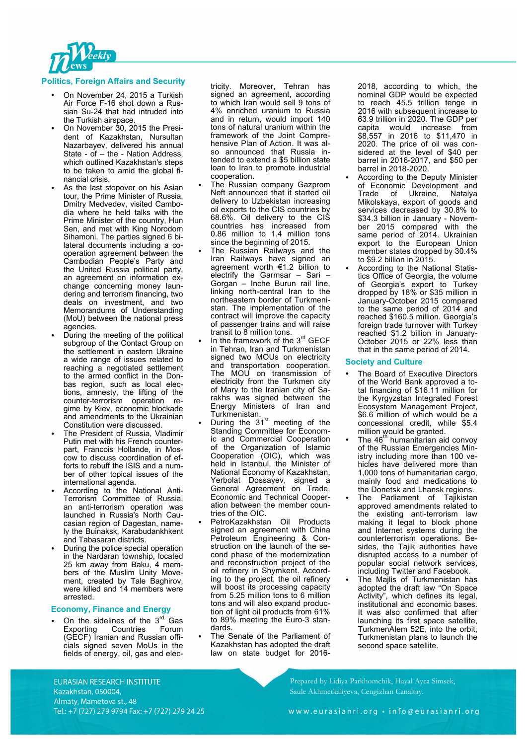## Politics, Foreign Affairs and Security

- On November 24, 2015 a Turkish Air Force F-16 shot down a Russian Su-24 that had intruded into the Turkish airspace.
- On November 30, 2015 the President of Kazakhstan, Nursultan Nazarbayev, delivered his annual State - of – the - Nation Address, which outlined Kazakhstan's steps to be taken to amid the global financial crisis.
- As the last stopover on his Asian tour, the Prime Minister of Russia, Dmitry Medvedev, visited Cambodia where he held talks with the Prime Minister of the country, Hun Sen, and met with King Norodom Sihamoni. The parties signed 6 bilateral documents including a cooperation agreement between the Cambodian People's Party and the United Russia political party, an agreement on information exchange concerning money laundering and terrorism financing, two deals on investment, and two Memorandums of Understanding (MoU) between the national press agencies.
- During the meeting of the political subgroup of the Contact Group on the settlement in eastern Ukraine a wide range of issues related to reaching a negotiated settlement to the armed conflict in the Donbas region, such as local elections, amnesty, the lifting of the counter-terrorism operation regime by Kiev, economic blockade and amendments to the Ukrainian Constitution were discussed.
- The President of Russia, Vladimir Putin met with his French counterpart, Francois Hollande, in Moscow to discuss coordination of efforts to rebuff the ISIS and a number of other topical issues of the international agenda.
- According to the National Anti-Terrorism Committee of Russia, an anti-terrorism operation was launched in Russia's North Caucasian region of Dagestan, namely the Buinaksk, Karabudankhkent and Tabasaran districts.
- During the police special operation in the Nardaran township, located 25 km away from Baku, 4 members of the Muslim Unity Movement, created by Tale Baghirov, were killed and 14 members were arrested.

## Economy, Finance and Energy

- On the sidelines of the 3rd Gas Exporting Countries Forum (GECF) Iranian and Russian officials signed seven MoUs in the fields of energy, oil, gas and electricity. Moreover, Tehran has signed an agreement, according to which Iran would sell 9 tons of 4% enriched uranium to Russia and in return, would import 140 tons of natural uranium within the framework of the Joint Comprehensive Plan of Action. It was also announced that Russia intended to extend a $5 billion state loan to Iran to promote industrial cooperation.
- The Russian company Gazprom Neft announced that it started oil delivery to Uzbekistan increasing oil exports to the CIS countries by 68.6%. Oil delivery to the CIS countries has increased from 0.86 million to 1.4 million tons since the beginning of 2015.
- The Russian Railways and the Iran Railways have signed an agreement worth €1.2 billion to electrify the Garmsar – Sari – Gorgan – Inche Burun rail line, linking north-central Iran to the northeastern border of Turkmenistan. The implementation of the contract will improve the capacity of passenger trains and will raise transit to 8 million tons.
- In the framework of the 3rd GECF in Tehran, Iran and Turkmenistan signed two MOUs on electricity and transportation cooperation. The MOU on transmission of electricity from the Turkmen city of Mary to the Iranian city of Sarakhs was signed between the Energy Ministers of Iran and Turkmenistan.
- During the 31st meeting of the Standing Committee for Economic and Commercial Cooperation of the Organization of Islamic Cooperation (OIC), which was held in Istanbul, the Minister of National Economy of Kazakhstan, Yerbolat Dossayev, signed a General Agreement on Trade, Economic and Technical Cooperation between the member countries of the OIC.
- PetroKazakhstan Oil Products signed an agreement with China Petroleum Engineering & Construction on the launch of the second phase of the modernization and reconstruction project of the oil refinery in Shymkent. According to the project, the oil refinery will boost its processing capacity from 5.25 million tons to 6 million tons and will also expand production of light oil products from 61% to 89% meeting the Euro-3 standards.
- The Senate of the Parliament of Kazakhstan has adopted the draft law on state budget for 2016-2018, according to which, the nominal GDP would be expected to reach 45.5 trillion tenge in 2016 with subsequent increase to 63.9 trillion in 2020. The GDP per capita would increase from $8,557 in 2016 to $11,470 in 2020. The price of oil was considered at the level of $40 per barrel in 2016-2017, and $50 per barrel in 2018-2020.
- According to the Deputy Minister of Economic Development and Trade of Ukraine, Natalya Mikolskaya, export of goods and services decreased by 30.8% to $34.3 billion in January - November 2015 compared with the same period of 2014. Ukrainian export to the European Union member states dropped by 30.4% to $9.2 billion in 2015.
- According to the National Statistics Office of Georgia, the volume of Georgia's export to Turkey dropped by 18% or $35 million in January-October 2015 compared to the same period of 2014 and reached $160.5 million. Georgia's foreign trade turnover with Turkey reached $1.2 billion in January-October 2015 or 22% less than that in the same period of 2014.

## Society and Culture

- The Board of Executive Directors of the World Bank approved a total financing of $16.11 million for the Kyrgyzstan Integrated Forest Ecosystem Management Project, $6.6 million of which would be a concessional credit, while $5.4 million would be granted.
- The 46th humanitarian aid convoy of the Russian Emergencies Ministry including more than 100 vehicles have delivered more than 1,000 tons of humanitarian cargo, mainly food and medications to the Donetsk and Lhansk regions.
- The Parliament of Tajikistan approved amendments related to the existing anti-terrorism law making it legal to block phone and Internet systems during the counterterrorism operations. Besides, the Tajik authorities have disrupted access to a number of popular social network services, including Twitter and Facebook.
- The Majlis of Turkmenistan has adopted the draft law "On Space Activity", which defines its legal, institutional and economic bases. It was also confirmed that after launching its first space satellite, TurkmenAlem 52E, into the orbit, Turkmenistan plans to launch the second space satellite.

EURASIAN RESEARCH INSTITUTE
Kazakhstan, 050004,
Almaty, Mametova st., 48
Tel.: +7 (727) 279 9794 Fax: +7 (727) 279 24 25

Prepared by Lidiya Parkhomchik, Hayal Ayca Simsek, Saule Akhmetkaliyeva, Cengizhan Canaltay.

www.eurasianri.org • info@eurasianri.org